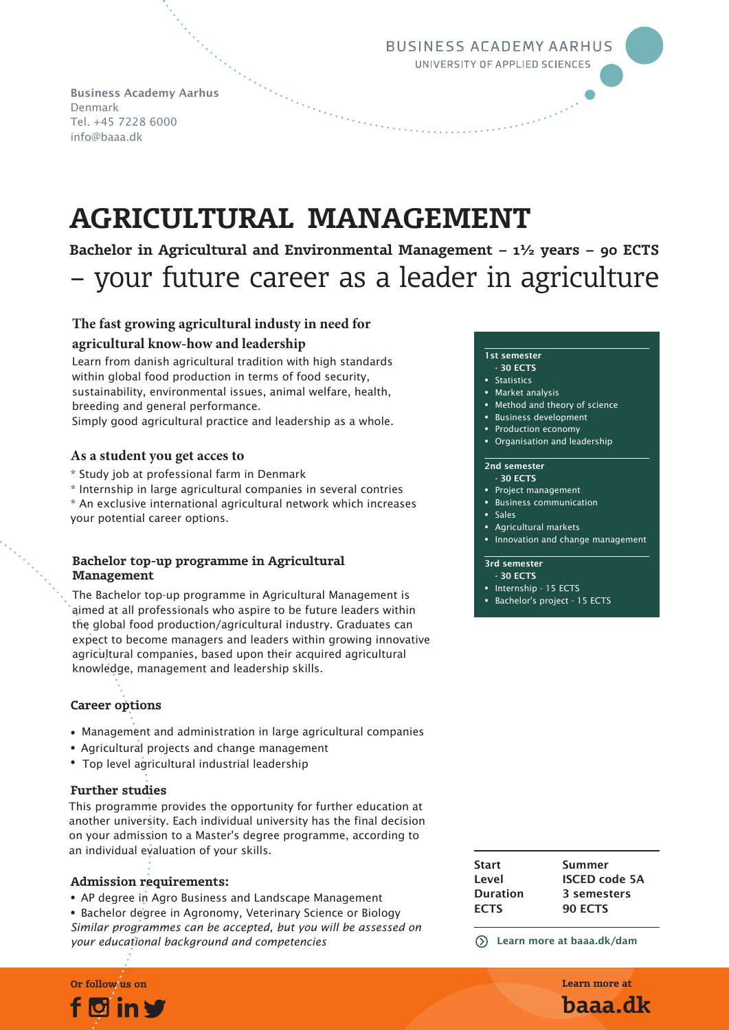BUSINESS ACADEMY AARHUS
UNIVERSITY OF APPLIED SCIENCES

**Business Academy Aarhus**
Denmark
Tel. +45 7228 6000
info@baaa.dk

# AGRICULTURAL MANAGEMENT

**Bachelor in Agricultural and Environmental Management – 1½ years – 90 ECTS**

## – your future career as a leader in agriculture

### The fast growing agricultural industy in need for agricultural know-how and leadership

Learn from danish agricultural tradition with high standards within global food production in terms of food security, sustainability, environmental issues, animal welfare, health, breeding and general performance.
Simply good agricultural practice and leadership as a whole.

### As a student you get acces to

* Study job at professional farm in Denmark
* Internship in large agricultural companies in several contries
* An exclusive international agricultural network which increases your potential career options.

### Bachelor top-up programme in Agricultural Management

The Bachelor top-up programme in Agricultural Management is aimed at all professionals who aspire to be future leaders within the global food production/agricultural industry. Graduates can expect to become managers and leaders within growing innovative agricultural companies, based upon their acquired agricultural knowledge, management and leadership skills.

### Career options

- Management and administration in large agricultural companies
- Agricultural projects and change management
- Top level agricultural industrial leadership

### Further studies

This programme provides the opportunity for further education at another university. Each individual university has the final decision on your admission to a Master's degree programme, according to an individual evaluation of your skills.

### Admission requirements:

- AP degree in Agro Business and Landscape Management
- Bachelor degree in Agronomy, Veterinary Science or Biology

*Similar programmes can be accepted, but you will be assessed on your educational background and competencies*

**1st semester**
**- 30 ECTS**

- Statistics
- Market analysis
- Method and theory of science
- Business development
- Production economy
- Organisation and leadership

**2nd semester**
**- 30 ECTS**

- Project management
- Business communication
- Sales
- Agricultural markets
- Innovation and change management

**3rd semester**
**- 30 ECTS**

- Internship - 15 ECTS
- Bachelor's project - 15 ECTS

| | |
|---|---|
| **Start** | **Summer** |
| **Level** | **ISCED code 5A** |
| **Duration** | **3 semesters** |
| **ECTS** | **90 ECTS** |

**Learn more at baaa.dk/dam**

**Or follow us on**

**Learn more at**
**baaa.dk**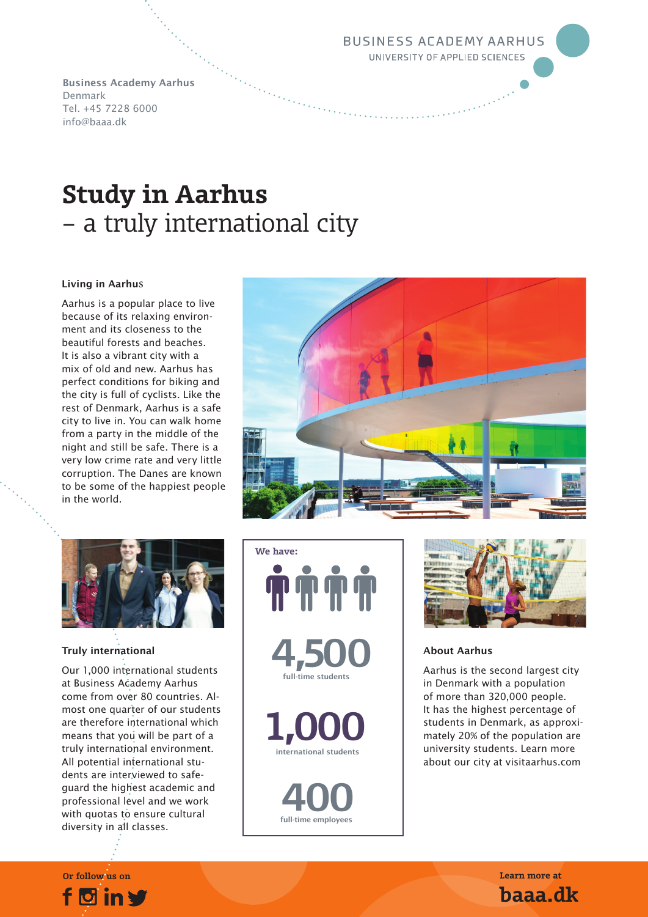BUSINESS ACADEMY AARHUS
UNIVERSITY OF APPLIED SCIENCES

**Business Academy Aarhus**
Denmark
Tel. +45 7228 6000
info@baaa.dk

# Study in Aarhus
## – a truly international city

### Living in Aarhus

Aarhus is a popular place to live because of its relaxing environment and its closeness to the beautiful forests and beaches. It is also a vibrant city with a mix of old and new. Aarhus has perfect conditions for biking and the city is full of cyclists. Like the rest of Denmark, Aarhus is a safe city to live in. You can walk home from a party in the middle of the night and still be safe. There is a very low crime rate and very little corruption. The Danes are known to be some of the happiest people in the world.

### Truly international

Our 1,000 international students at Business Academy Aarhus come from over 80 countries. Almost one quarter of our students are therefore international which means that you will be part of a truly international environment. All potential international students are interviewed to safeguard the highest academic and professional level and we work with quotas to ensure cultural diversity in all classes.

**We have:**

**4,500**
full-time students

**1,000**
international students

**400**
full-time employees

### About Aarhus

Aarhus is the second largest city in Denmark with a population of more than 320,000 people. It has the highest percentage of students in Denmark, as approximately 20% of the population are university students. Learn more about our city at visitaarhus.com

**Or follow us on**

**Learn more at**
**baaa.dk**